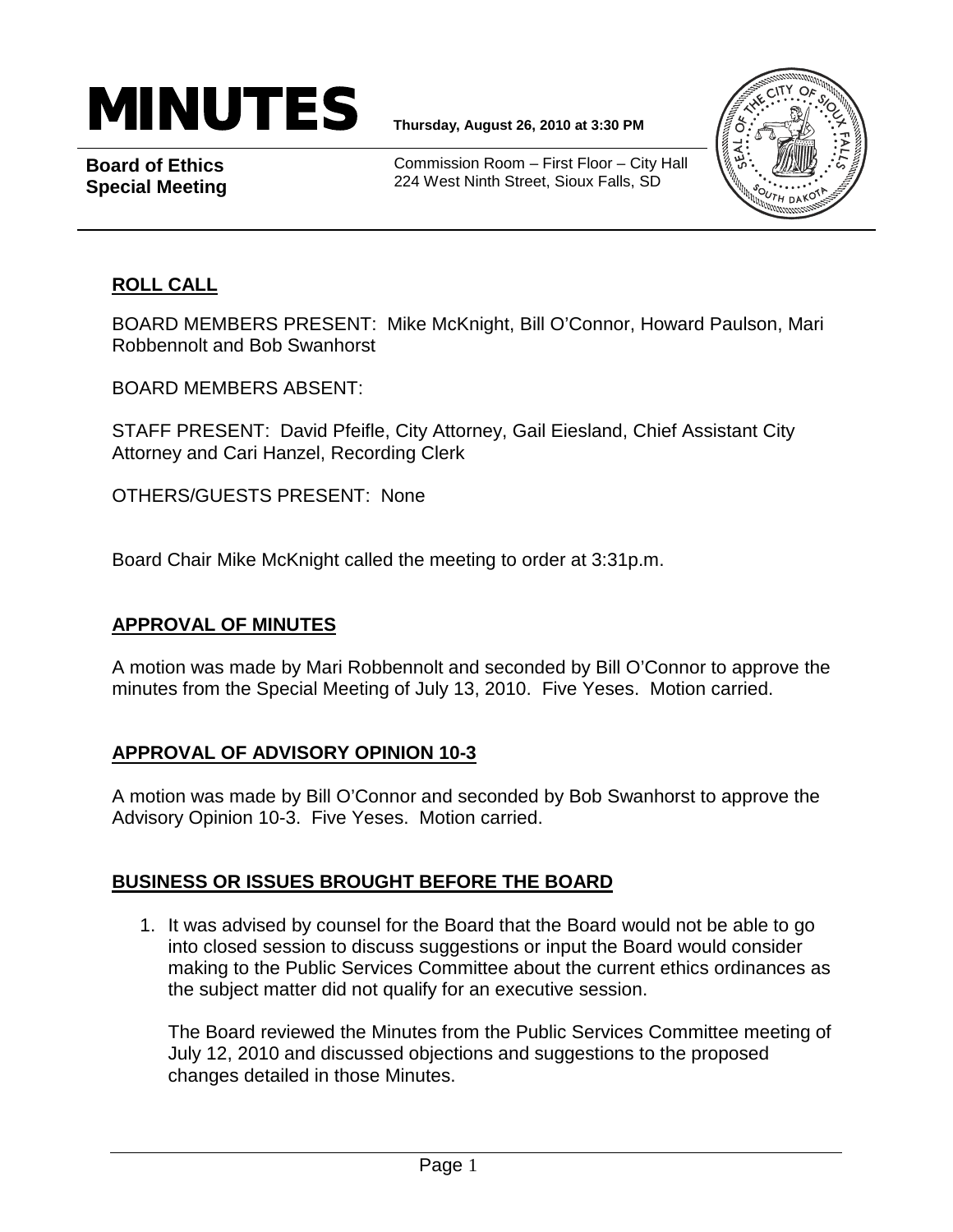# MINUTES

**Thursday, August 26, 2010 at 3:30 PM**

**Board of Ethics Special Meeting**

Commission Room – First Floor – City Hall
224 West Ninth Street, Sioux Falls, SD

## ROLL CALL

BOARD MEMBERS PRESENT: Mike McKnight, Bill O'Connor, Howard Paulson, Mari Robbennolt and Bob Swanhorst

BOARD MEMBERS ABSENT:

STAFF PRESENT: David Pfeifle, City Attorney, Gail Eiesland, Chief Assistant City Attorney and Cari Hanzel, Recording Clerk

OTHERS/GUESTS PRESENT: None

Board Chair Mike McKnight called the meeting to order at 3:31p.m.

## APPROVAL OF MINUTES

A motion was made by Mari Robbennolt and seconded by Bill O'Connor to approve the minutes from the Special Meeting of July 13, 2010. Five Yeses. Motion carried.

## APPROVAL OF ADVISORY OPINION 10-3

A motion was made by Bill O'Connor and seconded by Bob Swanhorst to approve the Advisory Opinion 10-3. Five Yeses. Motion carried.

## BUSINESS OR ISSUES BROUGHT BEFORE THE BOARD

1. It was advised by counsel for the Board that the Board would not be able to go into closed session to discuss suggestions or input the Board would consider making to the Public Services Committee about the current ethics ordinances as the subject matter did not qualify for an executive session.

   The Board reviewed the Minutes from the Public Services Committee meeting of July 12, 2010 and discussed objections and suggestions to the proposed changes detailed in those Minutes.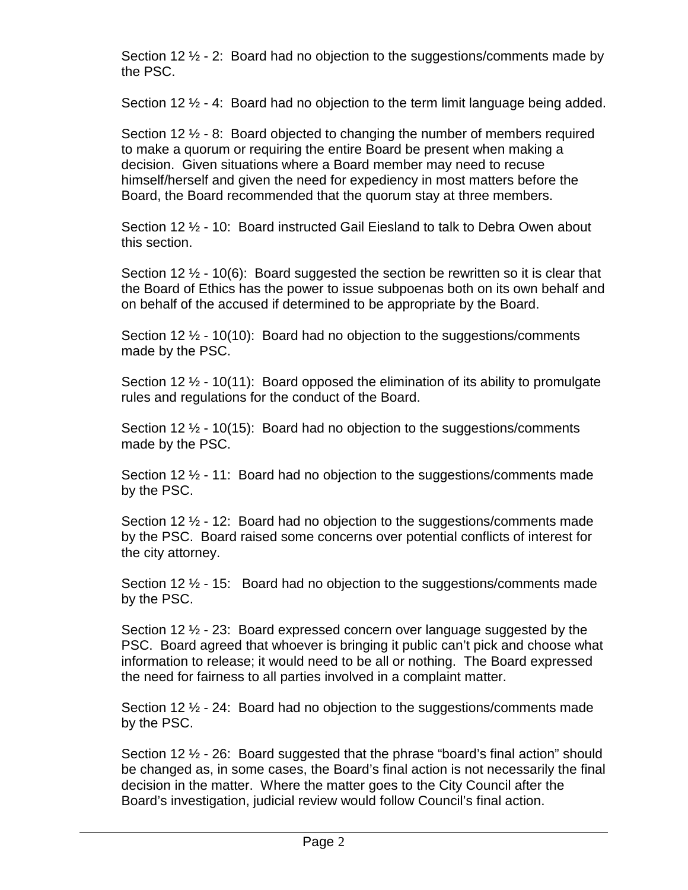Section 12 ½ - 2: Board had no objection to the suggestions/comments made by the PSC.

Section 12 ½ - 4: Board had no objection to the term limit language being added.

Section 12 ½ - 8: Board objected to changing the number of members required to make a quorum or requiring the entire Board be present when making a decision. Given situations where a Board member may need to recuse himself/herself and given the need for expediency in most matters before the Board, the Board recommended that the quorum stay at three members.

Section 12 ½ - 10: Board instructed Gail Eiesland to talk to Debra Owen about this section.

Section 12 ½ - 10(6): Board suggested the section be rewritten so it is clear that the Board of Ethics has the power to issue subpoenas both on its own behalf and on behalf of the accused if determined to be appropriate by the Board.

Section 12 ½ - 10(10): Board had no objection to the suggestions/comments made by the PSC.

Section 12 ½ - 10(11): Board opposed the elimination of its ability to promulgate rules and regulations for the conduct of the Board.

Section 12 ½ - 10(15): Board had no objection to the suggestions/comments made by the PSC.

Section 12 ½ - 11: Board had no objection to the suggestions/comments made by the PSC.

Section 12 ½ - 12: Board had no objection to the suggestions/comments made by the PSC. Board raised some concerns over potential conflicts of interest for the city attorney.

Section 12 ½ - 15: Board had no objection to the suggestions/comments made by the PSC.

Section 12 ½ - 23: Board expressed concern over language suggested by the PSC. Board agreed that whoever is bringing it public can't pick and choose what information to release; it would need to be all or nothing. The Board expressed the need for fairness to all parties involved in a complaint matter.

Section 12 ½ - 24: Board had no objection to the suggestions/comments made by the PSC.

Section 12 ½ - 26: Board suggested that the phrase "board's final action" should be changed as, in some cases, the Board's final action is not necessarily the final decision in the matter. Where the matter goes to the City Council after the Board's investigation, judicial review would follow Council's final action.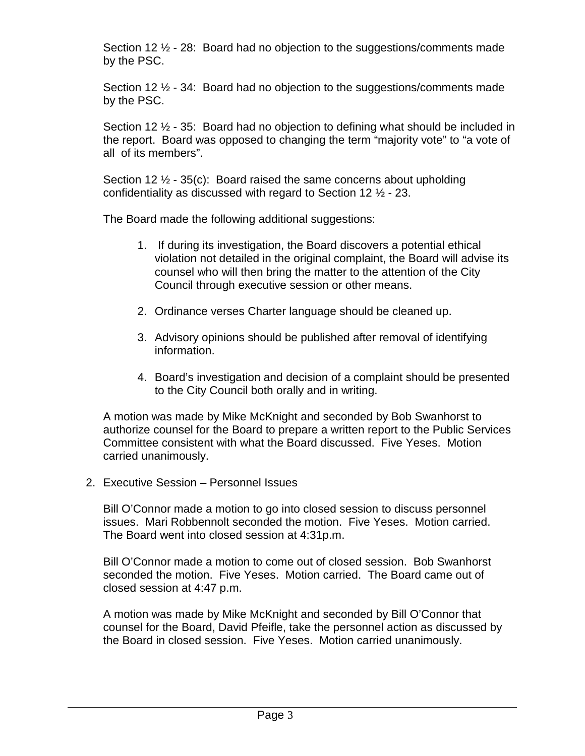Section 12 ½ - 28: Board had no objection to the suggestions/comments made by the PSC.

Section 12 ½ - 34: Board had no objection to the suggestions/comments made by the PSC.

Section 12 ½ - 35: Board had no objection to defining what should be included in the report. Board was opposed to changing the term "majority vote" to "a vote of all of its members".

Section 12 ½ - 35(c): Board raised the same concerns about upholding confidentiality as discussed with regard to Section 12 ½ - 23.

The Board made the following additional suggestions:

1. If during its investigation, the Board discovers a potential ethical violation not detailed in the original complaint, the Board will advise its counsel who will then bring the matter to the attention of the City Council through executive session or other means.
2. Ordinance verses Charter language should be cleaned up.
3. Advisory opinions should be published after removal of identifying information.
4. Board's investigation and decision of a complaint should be presented to the City Council both orally and in writing.

A motion was made by Mike McKnight and seconded by Bob Swanhorst to authorize counsel for the Board to prepare a written report to the Public Services Committee consistent with what the Board discussed. Five Yeses. Motion carried unanimously.

2. Executive Session – Personnel Issues

Bill O'Connor made a motion to go into closed session to discuss personnel issues. Mari Robbennolt seconded the motion. Five Yeses. Motion carried. The Board went into closed session at 4:31p.m.

Bill O'Connor made a motion to come out of closed session. Bob Swanhorst seconded the motion. Five Yeses. Motion carried. The Board came out of closed session at 4:47 p.m.

A motion was made by Mike McKnight and seconded by Bill O'Connor that counsel for the Board, David Pfeifle, take the personnel action as discussed by the Board in closed session. Five Yeses. Motion carried unanimously.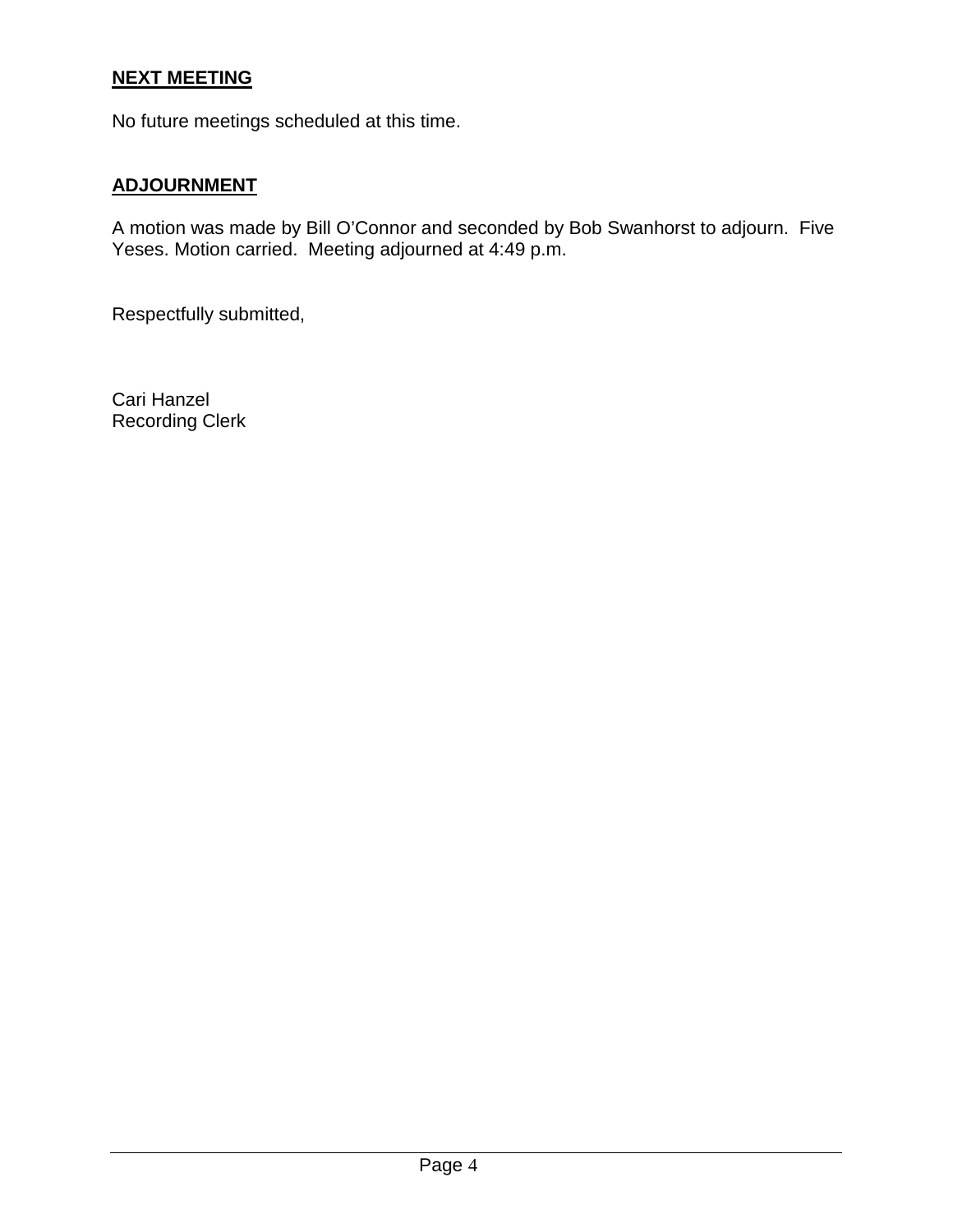## NEXT MEETING

No future meetings scheduled at this time.

## ADJOURNMENT

A motion was made by Bill O'Connor and seconded by Bob Swanhorst to adjourn. Five Yeses. Motion carried. Meeting adjourned at 4:49 p.m.

Respectfully submitted,

Cari Hanzel
Recording Clerk